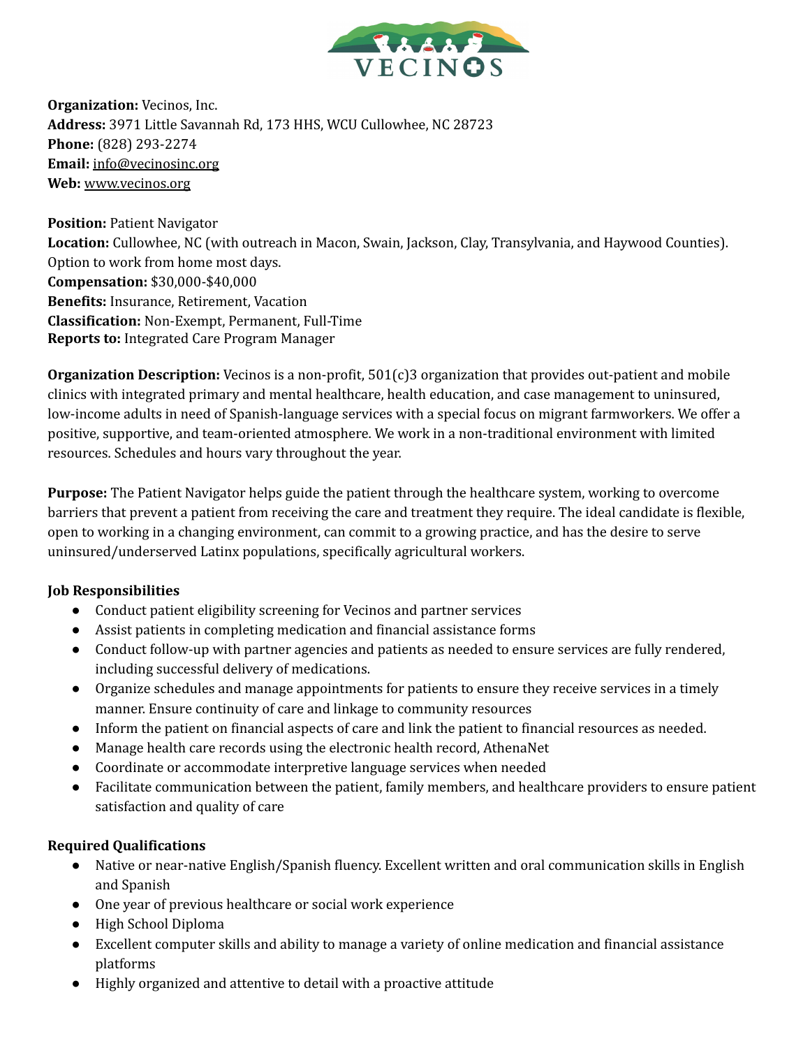**Organization:** Vecinos, Inc.
**Address:** 3971 Little Savannah Rd, 173 HHS, WCU Cullowhee, NC 28723
**Phone:** (828) 293-2274
**Email:** info@vecinosinc.org
**Web:** www.vecinos.org

**Position:** Patient Navigator
**Location:** Cullowhee, NC (with outreach in Macon, Swain, Jackson, Clay, Transylvania, and Haywood Counties). Option to work from home most days.
**Compensation:** $30,000-$40,000
**Benefits:** Insurance, Retirement, Vacation
**Classification:** Non-Exempt, Permanent, Full-Time
**Reports to:** Integrated Care Program Manager

**Organization Description:** Vecinos is a non-profit, 501(c)3 organization that provides out-patient and mobile clinics with integrated primary and mental healthcare, health education, and case management to uninsured, low-income adults in need of Spanish-language services with a special focus on migrant farmworkers. We offer a positive, supportive, and team-oriented atmosphere. We work in a non-traditional environment with limited resources. Schedules and hours vary throughout the year.

**Purpose:** The Patient Navigator helps guide the patient through the healthcare system, working to overcome barriers that prevent a patient from receiving the care and treatment they require. The ideal candidate is flexible, open to working in a changing environment, can commit to a growing practice, and has the desire to serve uninsured/underserved Latinx populations, specifically agricultural workers.

**Job Responsibilities**

- Conduct patient eligibility screening for Vecinos and partner services
- Assist patients in completing medication and financial assistance forms
- Conduct follow-up with partner agencies and patients as needed to ensure services are fully rendered, including successful delivery of medications.
- Organize schedules and manage appointments for patients to ensure they receive services in a timely manner. Ensure continuity of care and linkage to community resources
- Inform the patient on financial aspects of care and link the patient to financial resources as needed.
- Manage health care records using the electronic health record, AthenaNet
- Coordinate or accommodate interpretive language services when needed
- Facilitate communication between the patient, family members, and healthcare providers to ensure patient satisfaction and quality of care

**Required Qualifications**

- Native or near-native English/Spanish fluency. Excellent written and oral communication skills in English and Spanish
- One year of previous healthcare or social work experience
- High School Diploma
- Excellent computer skills and ability to manage a variety of online medication and financial assistance platforms
- Highly organized and attentive to detail with a proactive attitude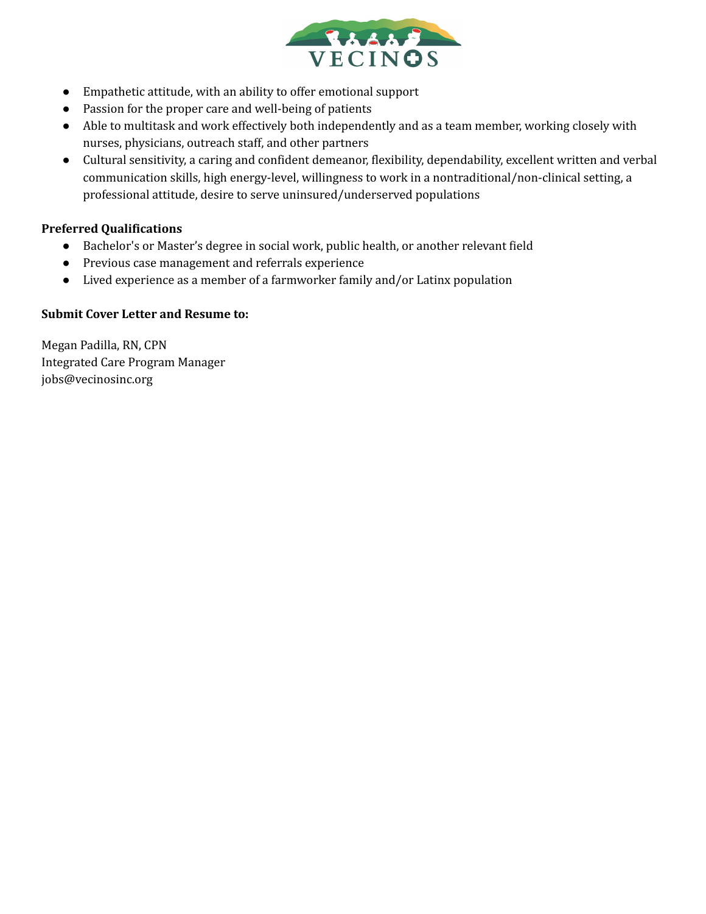- Empathetic attitude, with an ability to offer emotional support
- Passion for the proper care and well-being of patients
- Able to multitask and work effectively both independently and as a team member, working closely with nurses, physicians, outreach staff, and other partners
- Cultural sensitivity, a caring and confident demeanor, flexibility, dependability, excellent written and verbal communication skills, high energy-level, willingness to work in a nontraditional/non-clinical setting, a professional attitude, desire to serve uninsured/underserved populations

**Preferred Qualifications**

- Bachelor's or Master's degree in social work, public health, or another relevant field
- Previous case management and referrals experience
- Lived experience as a member of a farmworker family and/or Latinx population

**Submit Cover Letter and Resume to:**

Megan Padilla, RN, CPN
Integrated Care Program Manager
jobs@vecinosinc.org